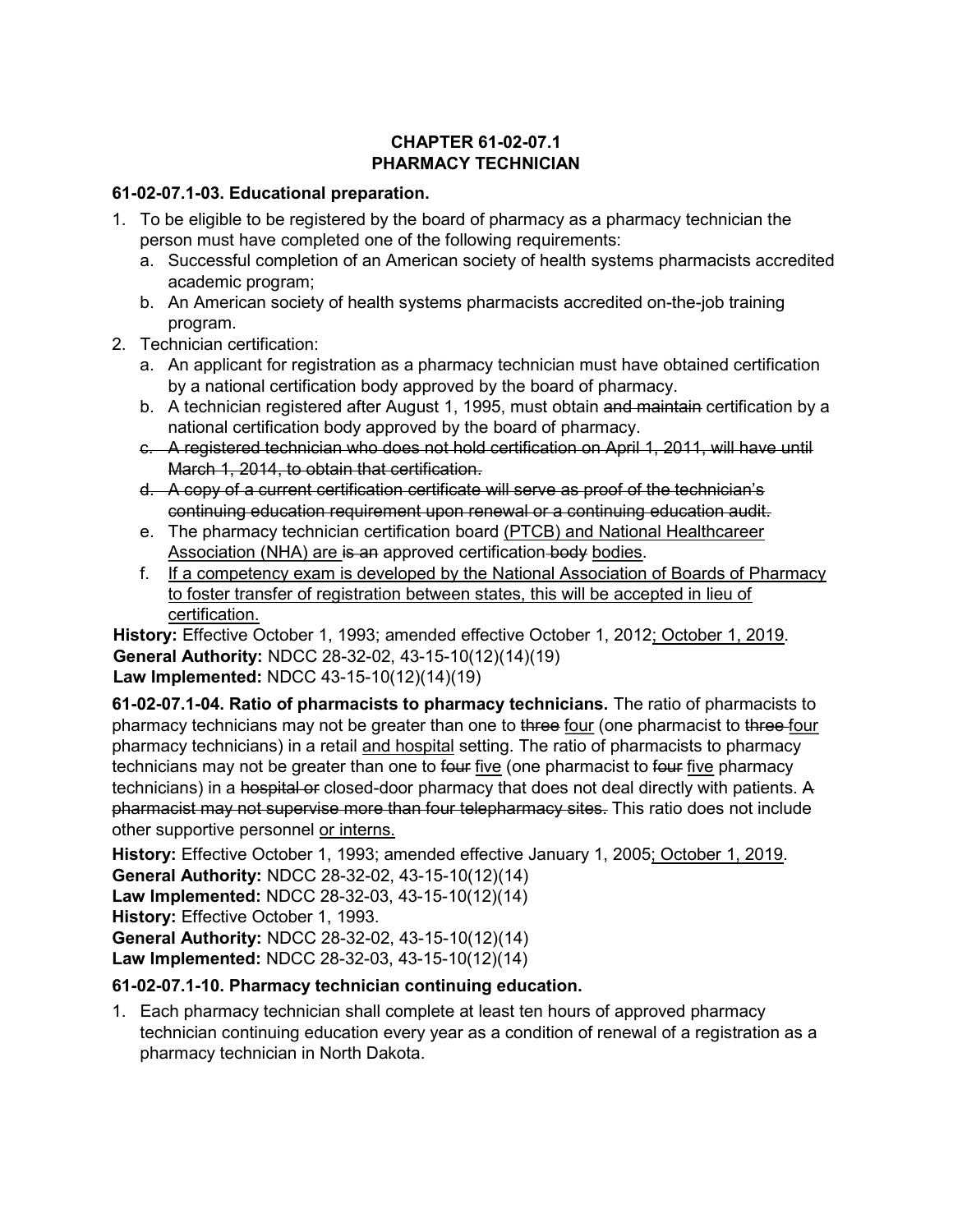# CHAPTER 61-02-07.1
# PHARMACY TECHNICIAN

**61-02-07.1-03. Educational preparation.**

1. To be eligible to be registered by the board of pharmacy as a pharmacy technician the person must have completed one of the following requirements:
   a. Successful completion of an American society of health systems pharmacists accredited academic program;
   b. An American society of health systems pharmacists accredited on-the-job training program.
2. Technician certification:
   a. An applicant for registration as a pharmacy technician must have obtained certification by a national certification body approved by the board of pharmacy.
   b. A technician registered after August 1, 1995, must obtain ~~and maintain~~ certification by a national certification body approved by the board of pharmacy.
   ~~c. A registered technician who does not hold certification on April 1, 2011, will have until March 1, 2014, to obtain that certification.~~
   ~~d. A copy of a current certification certificate will serve as proof of the technician's continuing education requirement upon renewal or a continuing education audit.~~
   e. The pharmacy technician certification board <u>(PTCB) and National Healthcareer Association (NHA) are</u> ~~is an~~ approved certification ~~body~~ <u>bodies</u>.
   f. <u>If a competency exam is developed by the National Association of Boards of Pharmacy to foster transfer of registration between states, this will be accepted in lieu of certification.</u>

**History:** Effective October 1, 1993; amended effective October 1, 2012<u>; October 1, 2019</u>.
**General Authority:** NDCC 28-32-02, 43-15-10(12)(14)(19)
**Law Implemented:** NDCC 43-15-10(12)(14)(19)

**61-02-07.1-04. Ratio of pharmacists to pharmacy technicians.** The ratio of pharmacists to pharmacy technicians may not be greater than one to ~~three~~ <u>four</u> (one pharmacist to ~~three~~ <u>four</u> pharmacy technicians) in a retail <u>and hospital</u> setting. The ratio of pharmacists to pharmacy technicians may not be greater than one to ~~four~~ <u>five</u> (one pharmacist to ~~four~~ <u>five</u> pharmacy technicians) in a ~~hospital or~~ closed-door pharmacy that does not deal directly with patients. ~~A pharmacist may not supervise more than four telepharmacy sites.~~ This ratio does not include other supportive personnel <u>or interns.</u>

**History:** Effective October 1, 1993; amended effective January 1, 2005<u>; October 1, 2019</u>.
**General Authority:** NDCC 28-32-02, 43-15-10(12)(14)
**Law Implemented:** NDCC 28-32-03, 43-15-10(12)(14)
**History:** Effective October 1, 1993.
**General Authority:** NDCC 28-32-02, 43-15-10(12)(14)
**Law Implemented:** NDCC 28-32-03, 43-15-10(12)(14)

**61-02-07.1-10. Pharmacy technician continuing education.**

1. Each pharmacy technician shall complete at least ten hours of approved pharmacy technician continuing education every year as a condition of renewal of a registration as a pharmacy technician in North Dakota.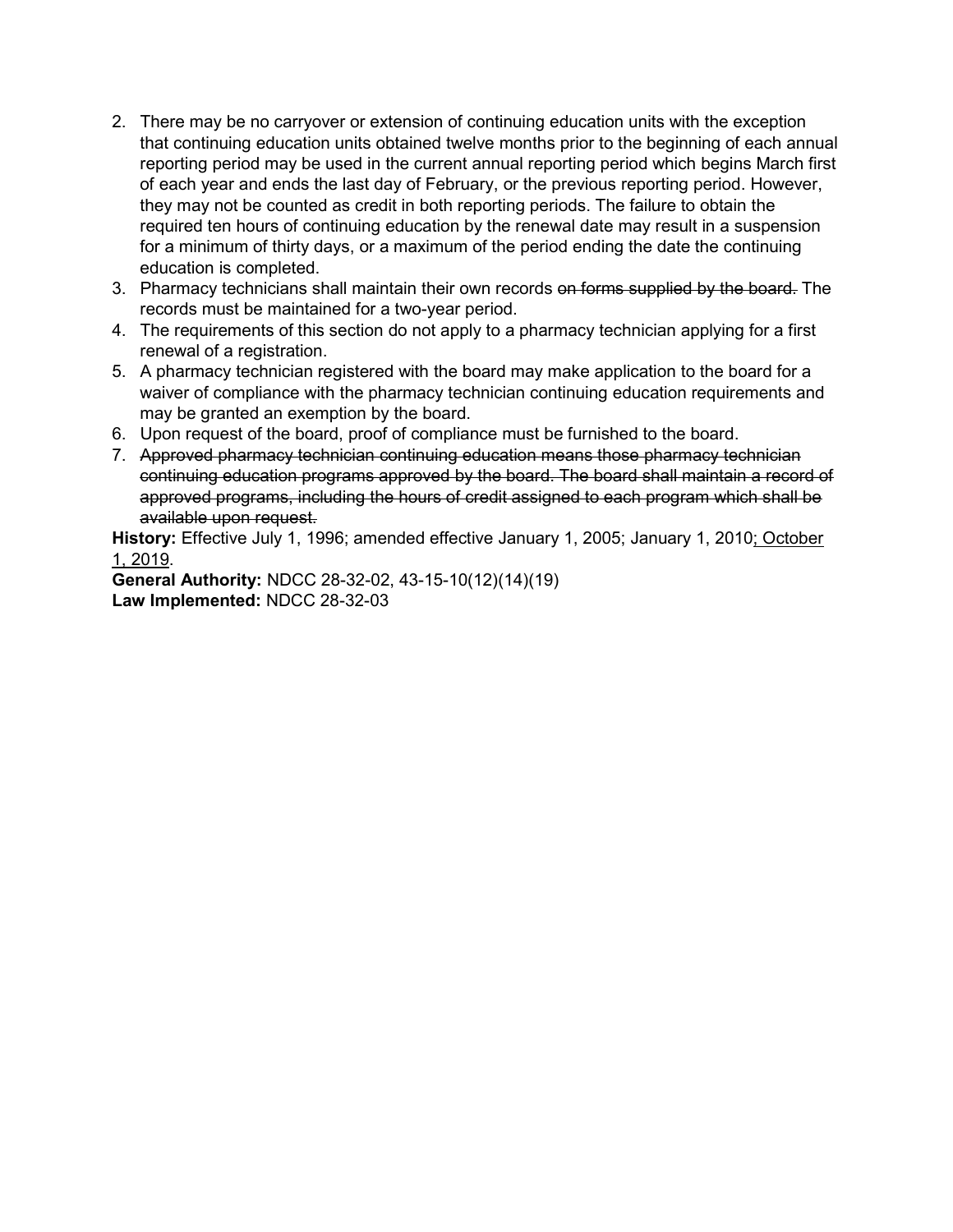2. There may be no carryover or extension of continuing education units with the exception that continuing education units obtained twelve months prior to the beginning of each annual reporting period may be used in the current annual reporting period which begins March first of each year and ends the last day of February, or the previous reporting period. However, they may not be counted as credit in both reporting periods. The failure to obtain the required ten hours of continuing education by the renewal date may result in a suspension for a minimum of thirty days, or a maximum of the period ending the date the continuing education is completed.
3. Pharmacy technicians shall maintain their own records ~~on forms supplied by the board.~~ The records must be maintained for a two-year period.
4. The requirements of this section do not apply to a pharmacy technician applying for a first renewal of a registration.
5. A pharmacy technician registered with the board may make application to the board for a waiver of compliance with the pharmacy technician continuing education requirements and may be granted an exemption by the board.
6. Upon request of the board, proof of compliance must be furnished to the board.
7. ~~Approved pharmacy technician continuing education means those pharmacy technician continuing education programs approved by the board. The board shall maintain a record of approved programs, including the hours of credit assigned to each program which shall be available upon request.~~

**History:** Effective July 1, 1996; amended effective January 1, 2005; January 1, 2010<u>; October 1, 2019</u>.
**General Authority:** NDCC 28-32-02, 43-15-10(12)(14)(19)
**Law Implemented:** NDCC 28-32-03